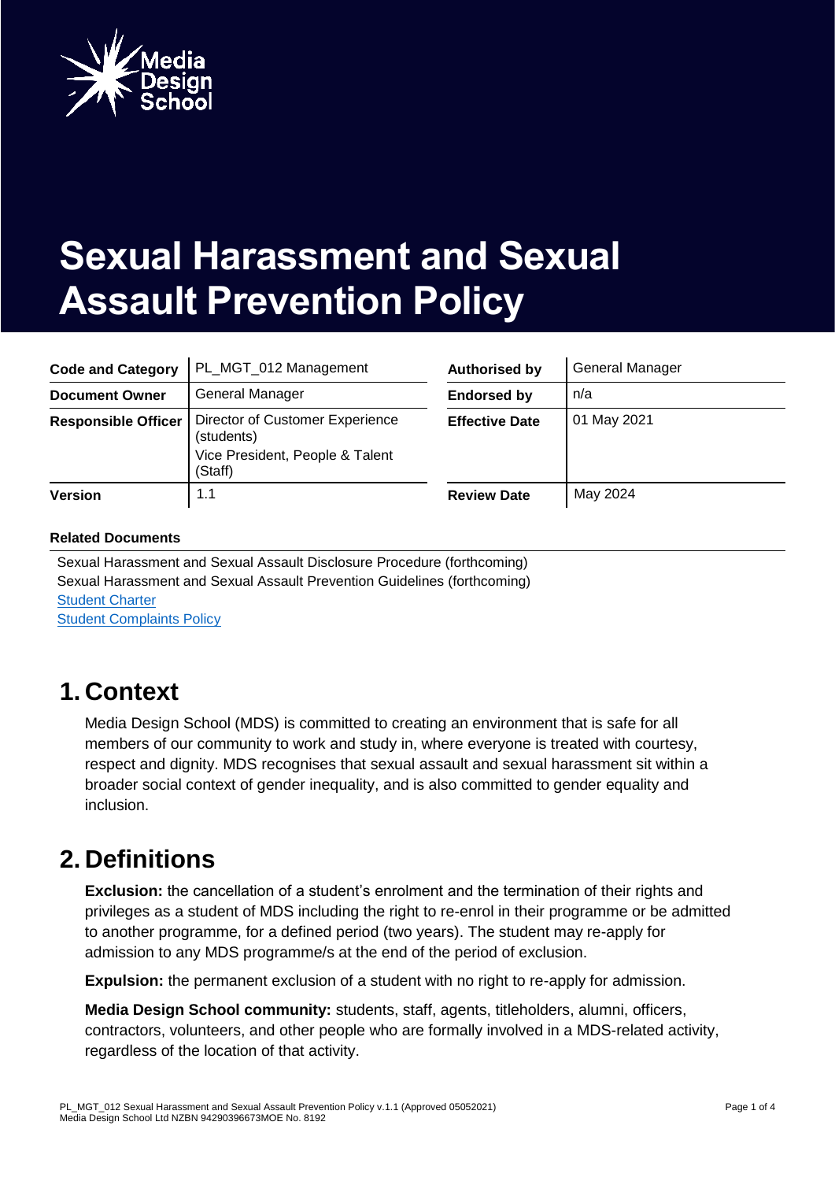# Sexual Harassment and Sexual Assault Prevention Policy

| Code and Category | PL_MGT_012 Management | Authorised by | General Manager |
|---|---|---|---|
| Document Owner | General Manager | Endorsed by | n/a |
| Responsible Officer | Director of Customer Experience (students)<br>Vice President, People & Talent (Staff) | Effective Date | 01 May 2021 |
| Version | 1.1 | Review Date | May 2024 |

**Related Documents**

Sexual Harassment and Sexual Assault Disclosure Procedure (forthcoming)
Sexual Harassment and Sexual Assault Prevention Guidelines (forthcoming)
Student Charter
Student Complaints Policy

## 1. Context

Media Design School (MDS) is committed to creating an environment that is safe for all members of our community to work and study in, where everyone is treated with courtesy, respect and dignity. MDS recognises that sexual assault and sexual harassment sit within a broader social context of gender inequality, and is also committed to gender equality and inclusion.

## 2. Definitions

**Exclusion:** the cancellation of a student's enrolment and the termination of their rights and privileges as a student of MDS including the right to re-enrol in their programme or be admitted to another programme, for a defined period (two years). The student may re-apply for admission to any MDS programme/s at the end of the period of exclusion.

**Expulsion:** the permanent exclusion of a student with no right to re-apply for admission.

**Media Design School community:** students, staff, agents, titleholders, alumni, officers, contractors, volunteers, and other people who are formally involved in a MDS-related activity, regardless of the location of that activity.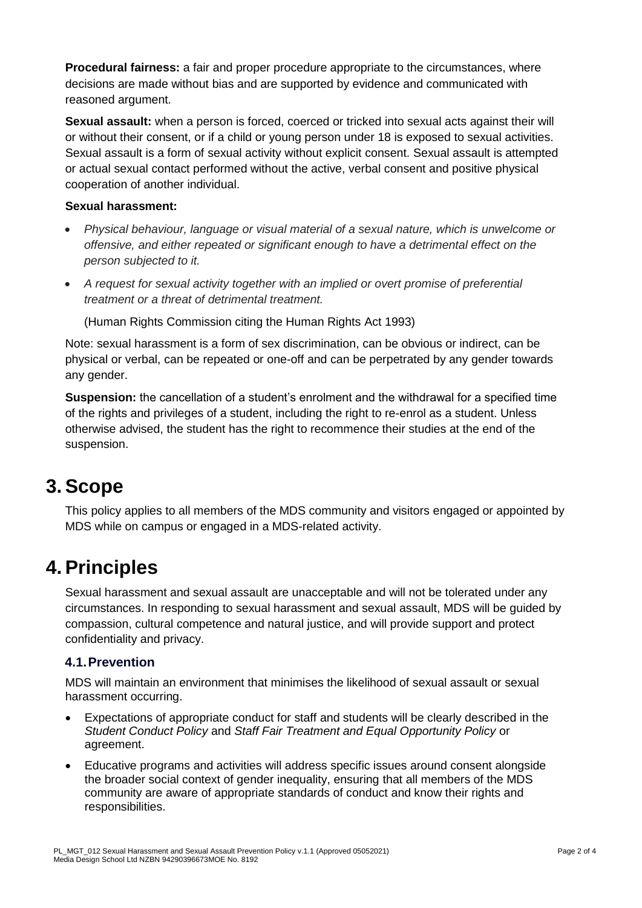**Procedural fairness:** a fair and proper procedure appropriate to the circumstances, where decisions are made without bias and are supported by evidence and communicated with reasoned argument.

**Sexual assault:** when a person is forced, coerced or tricked into sexual acts against their will or without their consent, or if a child or young person under 18 is exposed to sexual activities. Sexual assault is a form of sexual activity without explicit consent. Sexual assault is attempted or actual sexual contact performed without the active, verbal consent and positive physical cooperation of another individual.

**Sexual harassment:**

- *Physical behaviour, language or visual material of a sexual nature, which is unwelcome or offensive, and either repeated or significant enough to have a detrimental effect on the person subjected to it.*
- *A request for sexual activity together with an implied or overt promise of preferential treatment or a threat of detrimental treatment.*

  (Human Rights Commission citing the Human Rights Act 1993)

Note: sexual harassment is a form of sex discrimination, can be obvious or indirect, can be physical or verbal, can be repeated or one-off and can be perpetrated by any gender towards any gender.

**Suspension:** the cancellation of a student's enrolment and the withdrawal for a specified time of the rights and privileges of a student, including the right to re-enrol as a student. Unless otherwise advised, the student has the right to recommence their studies at the end of the suspension.

# 3. Scope

This policy applies to all members of the MDS community and visitors engaged or appointed by MDS while on campus or engaged in a MDS-related activity.

# 4. Principles

Sexual harassment and sexual assault are unacceptable and will not be tolerated under any circumstances. In responding to sexual harassment and sexual assault, MDS will be guided by compassion, cultural competence and natural justice, and will provide support and protect confidentiality and privacy.

## 4.1. Prevention

MDS will maintain an environment that minimises the likelihood of sexual assault or sexual harassment occurring.

- Expectations of appropriate conduct for staff and students will be clearly described in the *Student Conduct Policy* and *Staff Fair Treatment and Equal Opportunity Policy* or agreement.
- Educative programs and activities will address specific issues around consent alongside the broader social context of gender inequality, ensuring that all members of the MDS community are aware of appropriate standards of conduct and know their rights and responsibilities.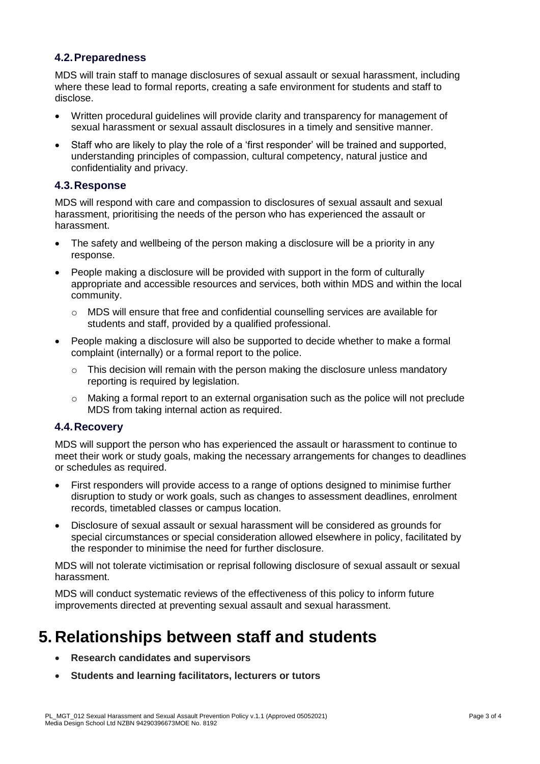### 4.2. Preparedness

MDS will train staff to manage disclosures of sexual assault or sexual harassment, including where these lead to formal reports, creating a safe environment for students and staff to disclose.

- Written procedural guidelines will provide clarity and transparency for management of sexual harassment or sexual assault disclosures in a timely and sensitive manner.
- Staff who are likely to play the role of a 'first responder' will be trained and supported, understanding principles of compassion, cultural competency, natural justice and confidentiality and privacy.

### 4.3. Response

MDS will respond with care and compassion to disclosures of sexual assault and sexual harassment, prioritising the needs of the person who has experienced the assault or harassment.

- The safety and wellbeing of the person making a disclosure will be a priority in any response.
- People making a disclosure will be provided with support in the form of culturally appropriate and accessible resources and services, both within MDS and within the local community.
  - MDS will ensure that free and confidential counselling services are available for students and staff, provided by a qualified professional.
- People making a disclosure will also be supported to decide whether to make a formal complaint (internally) or a formal report to the police.
  - This decision will remain with the person making the disclosure unless mandatory reporting is required by legislation.
  - Making a formal report to an external organisation such as the police will not preclude MDS from taking internal action as required.

### 4.4. Recovery

MDS will support the person who has experienced the assault or harassment to continue to meet their work or study goals, making the necessary arrangements for changes to deadlines or schedules as required.

- First responders will provide access to a range of options designed to minimise further disruption to study or work goals, such as changes to assessment deadlines, enrolment records, timetabled classes or campus location.
- Disclosure of sexual assault or sexual harassment will be considered as grounds for special circumstances or special consideration allowed elsewhere in policy, facilitated by the responder to minimise the need for further disclosure.

MDS will not tolerate victimisation or reprisal following disclosure of sexual assault or sexual harassment.

MDS will conduct systematic reviews of the effectiveness of this policy to inform future improvements directed at preventing sexual assault and sexual harassment.

# 5. Relationships between staff and students

- **Research candidates and supervisors**
- **Students and learning facilitators, lecturers or tutors**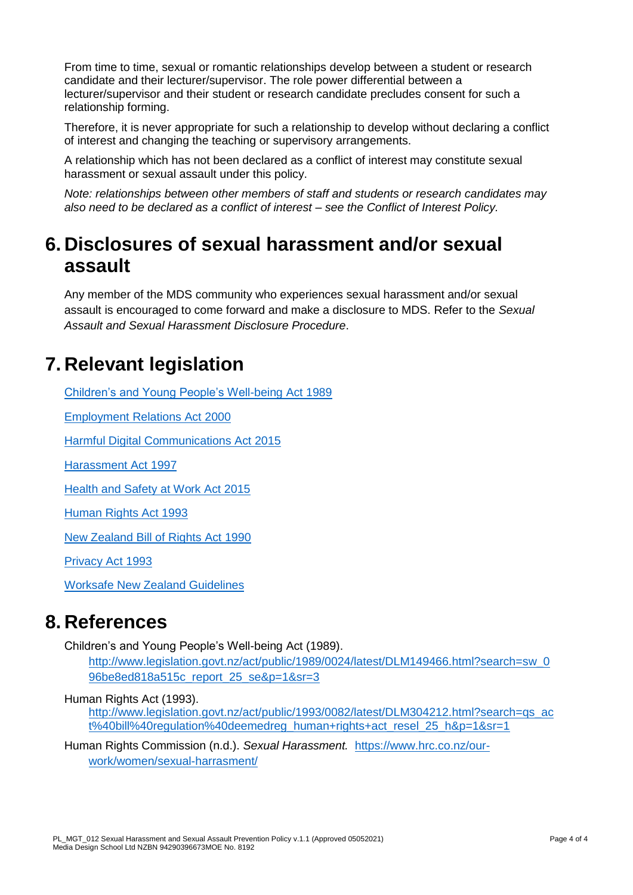From time to time, sexual or romantic relationships develop between a student or research candidate and their lecturer/supervisor. The role power differential between a lecturer/supervisor and their student or research candidate precludes consent for such a relationship forming.

Therefore, it is never appropriate for such a relationship to develop without declaring a conflict of interest and changing the teaching or supervisory arrangements.

A relationship which has not been declared as a conflict of interest may constitute sexual harassment or sexual assault under this policy.

*Note: relationships between other members of staff and students or research candidates may also need to be declared as a conflict of interest – see the Conflict of Interest Policy.*

# 6. Disclosures of sexual harassment and/or sexual assault

Any member of the MDS community who experiences sexual harassment and/or sexual assault is encouraged to come forward and make a disclosure to MDS. Refer to the *Sexual Assault and Sexual Harassment Disclosure Procedure*.

# 7. Relevant legislation

Children's and Young People's Well-being Act 1989

Employment Relations Act 2000

Harmful Digital Communications Act 2015

Harassment Act 1997

Health and Safety at Work Act 2015

Human Rights Act 1993

New Zealand Bill of Rights Act 1990

Privacy Act 1993

Worksafe New Zealand Guidelines

# 8. References

Children's and Young People's Well-being Act (1989). http://www.legislation.govt.nz/act/public/1989/0024/latest/DLM149466.html?search=sw_096be8ed818a515c_report_25_se&p=1&sr=3

Human Rights Act (1993). http://www.legislation.govt.nz/act/public/1993/0082/latest/DLM304212.html?search=qs_act%40bill%40regulation%40deemedreg_human+rights+act_resel_25_h&p=1&sr=1

Human Rights Commission (n.d.). *Sexual Harassment.* https://www.hrc.co.nz/our-work/women/sexual-harrasment/